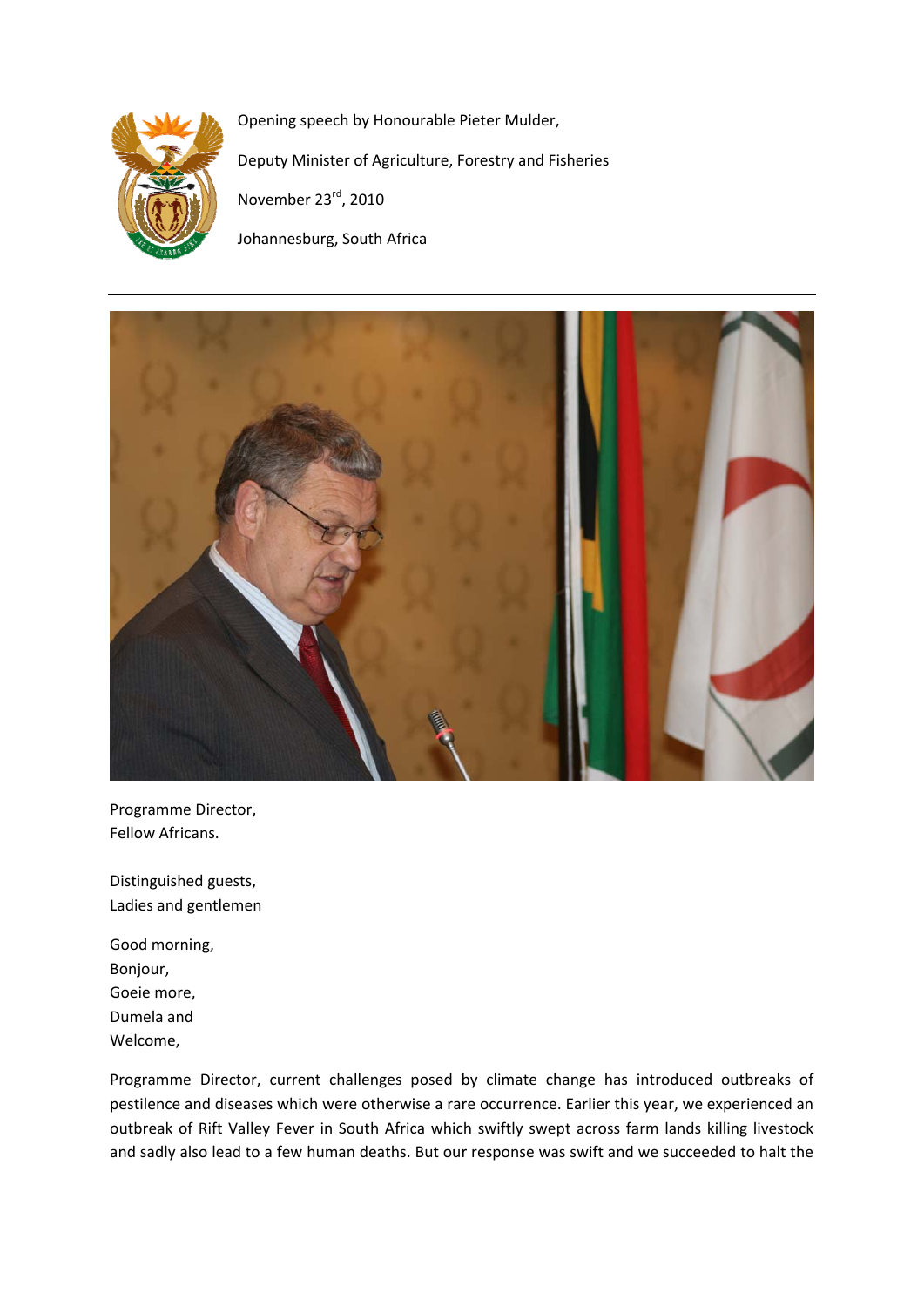Opening speech by Honourable Pieter Mulder,

Deputy Minister of Agriculture, Forestry and Fisheries

November 23rd, 2010

Johannesburg, South Africa

---

Programme Director,
Fellow Africans.

Distinguished guests,
Ladies and gentlemen

Good morning,
Bonjour,
Goeie more,
Dumela and
Welcome,

Programme Director, current challenges posed by climate change has introduced outbreaks of pestilence and diseases which were otherwise a rare occurrence. Earlier this year, we experienced an outbreak of Rift Valley Fever in South Africa which swiftly swept across farm lands killing livestock and sadly also lead to a few human deaths. But our response was swift and we succeeded to halt the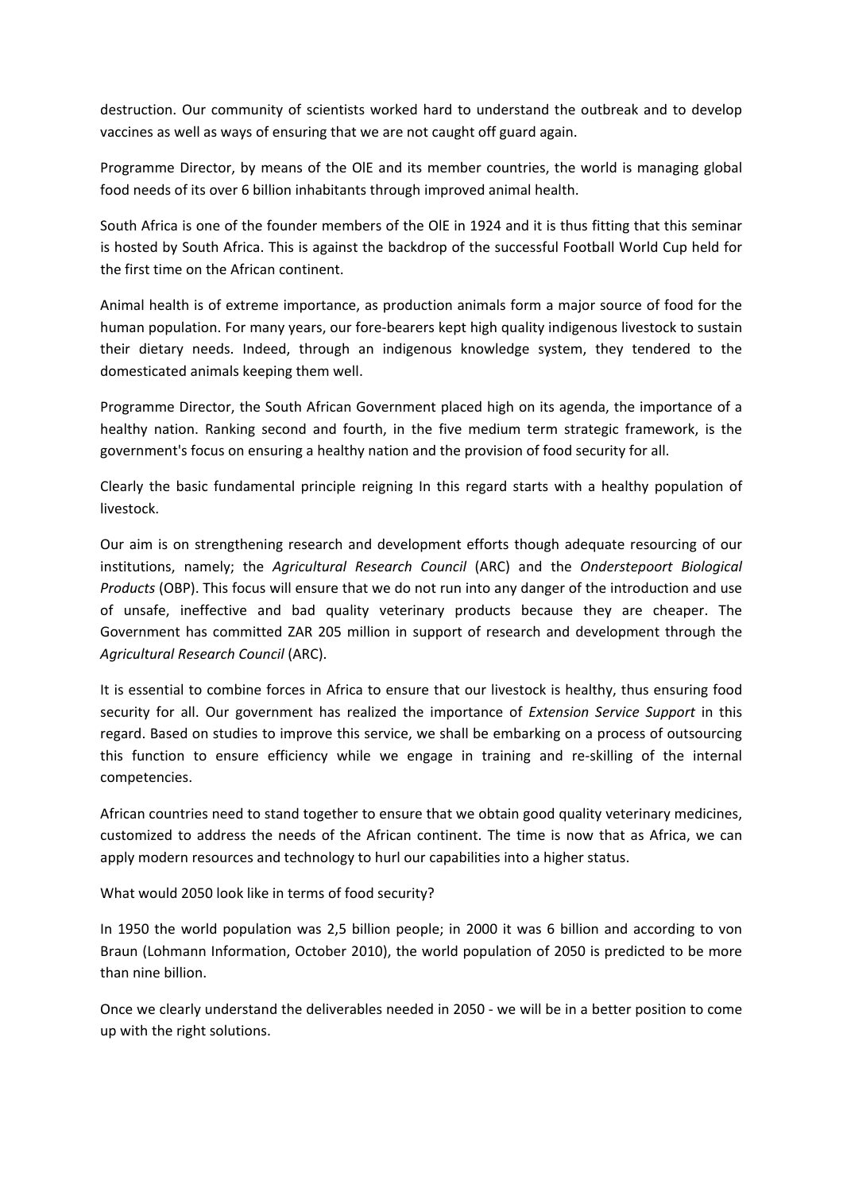destruction. Our community of scientists worked hard to understand the outbreak and to develop vaccines as well as ways of ensuring that we are not caught off guard again.

Programme Director, by means of the OIE and its member countries, the world is managing global food needs of its over 6 billion inhabitants through improved animal health.

South Africa is one of the founder members of the OIE in 1924 and it is thus fitting that this seminar is hosted by South Africa. This is against the backdrop of the successful Football World Cup held for the first time on the African continent.

Animal health is of extreme importance, as production animals form a major source of food for the human population. For many years, our fore-bearers kept high quality indigenous livestock to sustain their dietary needs. Indeed, through an indigenous knowledge system, they tendered to the domesticated animals keeping them well.

Programme Director, the South African Government placed high on its agenda, the importance of a healthy nation. Ranking second and fourth, in the five medium term strategic framework, is the government's focus on ensuring a healthy nation and the provision of food security for all.

Clearly the basic fundamental principle reigning In this regard starts with a healthy population of livestock.

Our aim is on strengthening research and development efforts though adequate resourcing of our institutions, namely; the *Agricultural Research Council* (ARC) and the *Onderstepoort Biological Products* (OBP). This focus will ensure that we do not run into any danger of the introduction and use of unsafe, ineffective and bad quality veterinary products because they are cheaper. The Government has committed ZAR 205 million in support of research and development through the *Agricultural Research Council* (ARC).

It is essential to combine forces in Africa to ensure that our livestock is healthy, thus ensuring food security for all. Our government has realized the importance of *Extension Service Support* in this regard. Based on studies to improve this service, we shall be embarking on a process of outsourcing this function to ensure efficiency while we engage in training and re-skilling of the internal competencies.

African countries need to stand together to ensure that we obtain good quality veterinary medicines, customized to address the needs of the African continent. The time is now that as Africa, we can apply modern resources and technology to hurl our capabilities into a higher status.

What would 2050 look like in terms of food security?

In 1950 the world population was 2,5 billion people; in 2000 it was 6 billion and according to von Braun (Lohmann Information, October 2010), the world population of 2050 is predicted to be more than nine billion.

Once we clearly understand the deliverables needed in 2050 - we will be in a better position to come up with the right solutions.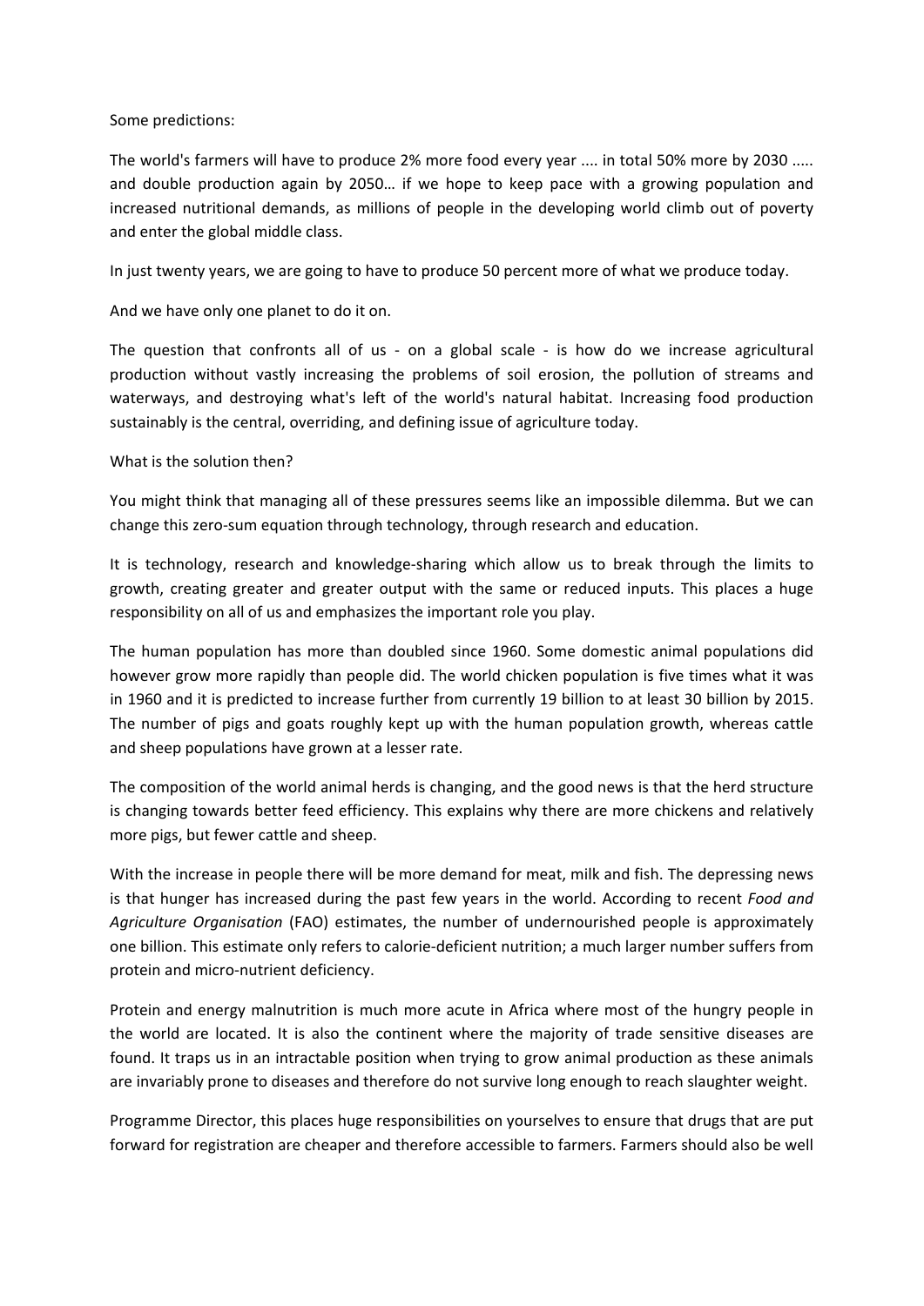Some predictions:

The world's farmers will have to produce 2% more food every year .... in total 50% more by 2030 ..... and double production again by 2050… if we hope to keep pace with a growing population and increased nutritional demands, as millions of people in the developing world climb out of poverty and enter the global middle class.

In just twenty years, we are going to have to produce 50 percent more of what we produce today.

And we have only one planet to do it on.

The question that confronts all of us - on a global scale - is how do we increase agricultural production without vastly increasing the problems of soil erosion, the pollution of streams and waterways, and destroying what's left of the world's natural habitat. Increasing food production sustainably is the central, overriding, and defining issue of agriculture today.

What is the solution then?

You might think that managing all of these pressures seems like an impossible dilemma. But we can change this zero-sum equation through technology, through research and education.

It is technology, research and knowledge-sharing which allow us to break through the limits to growth, creating greater and greater output with the same or reduced inputs. This places a huge responsibility on all of us and emphasizes the important role you play.

The human population has more than doubled since 1960. Some domestic animal populations did however grow more rapidly than people did. The world chicken population is five times what it was in 1960 and it is predicted to increase further from currently 19 billion to at least 30 billion by 2015. The number of pigs and goats roughly kept up with the human population growth, whereas cattle and sheep populations have grown at a lesser rate.

The composition of the world animal herds is changing, and the good news is that the herd structure is changing towards better feed efficiency. This explains why there are more chickens and relatively more pigs, but fewer cattle and sheep.

With the increase in people there will be more demand for meat, milk and fish. The depressing news is that hunger has increased during the past few years in the world. According to recent *Food and Agriculture Organisation* (FAO) estimates, the number of undernourished people is approximately one billion. This estimate only refers to calorie-deficient nutrition; a much larger number suffers from protein and micro-nutrient deficiency.

Protein and energy malnutrition is much more acute in Africa where most of the hungry people in the world are located. It is also the continent where the majority of trade sensitive diseases are found. It traps us in an intractable position when trying to grow animal production as these animals are invariably prone to diseases and therefore do not survive long enough to reach slaughter weight.

Programme Director, this places huge responsibilities on yourselves to ensure that drugs that are put forward for registration are cheaper and therefore accessible to farmers. Farmers should also be well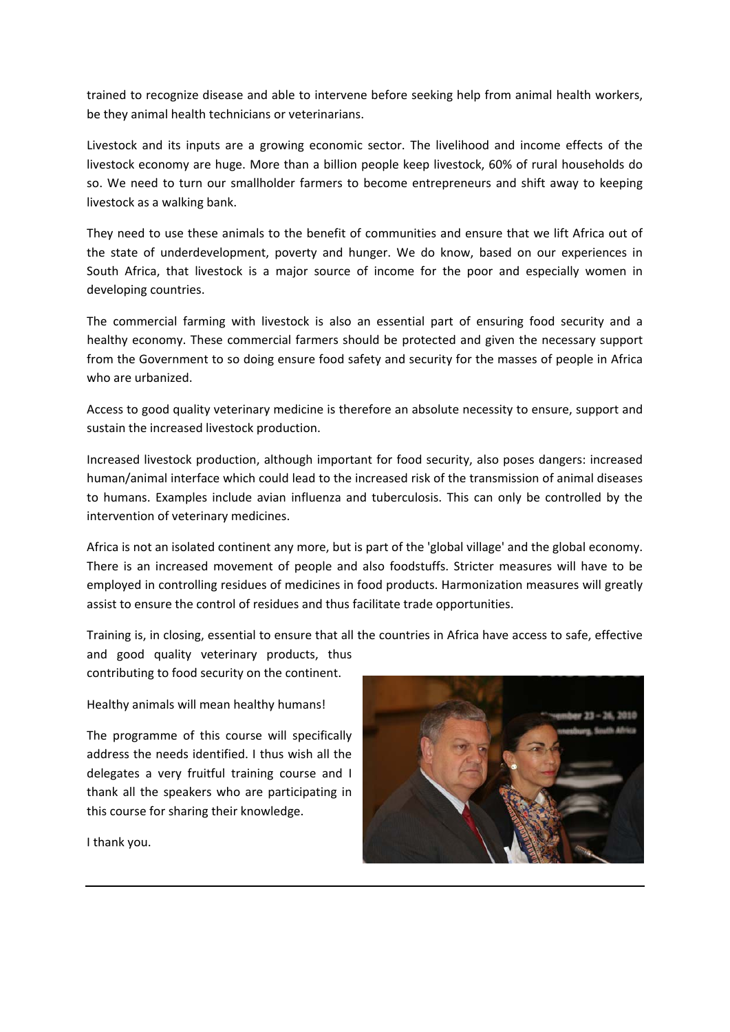trained to recognize disease and able to intervene before seeking help from animal health workers, be they animal health technicians or veterinarians.

Livestock and its inputs are a growing economic sector. The livelihood and income effects of the livestock economy are huge. More than a billion people keep livestock, 60% of rural households do so. We need to turn our smallholder farmers to become entrepreneurs and shift away to keeping livestock as a walking bank.

They need to use these animals to the benefit of communities and ensure that we lift Africa out of the state of underdevelopment, poverty and hunger. We do know, based on our experiences in South Africa, that livestock is a major source of income for the poor and especially women in developing countries.

The commercial farming with livestock is also an essential part of ensuring food security and a healthy economy. These commercial farmers should be protected and given the necessary support from the Government to so doing ensure food safety and security for the masses of people in Africa who are urbanized.

Access to good quality veterinary medicine is therefore an absolute necessity to ensure, support and sustain the increased livestock production.

Increased livestock production, although important for food security, also poses dangers: increased human/animal interface which could lead to the increased risk of the transmission of animal diseases to humans. Examples include avian influenza and tuberculosis. This can only be controlled by the intervention of veterinary medicines.

Africa is not an isolated continent any more, but is part of the 'global village' and the global economy. There is an increased movement of people and also foodstuffs. Stricter measures will have to be employed in controlling residues of medicines in food products. Harmonization measures will greatly assist to ensure the control of residues and thus facilitate trade opportunities.

Training is, in closing, essential to ensure that all the countries in Africa have access to safe, effective and good quality veterinary products, thus contributing to food security on the continent.

Healthy animals will mean healthy humans!

The programme of this course will specifically address the needs identified. I thus wish all the delegates a very fruitful training course and I thank all the speakers who are participating in this course for sharing their knowledge.

I thank you.